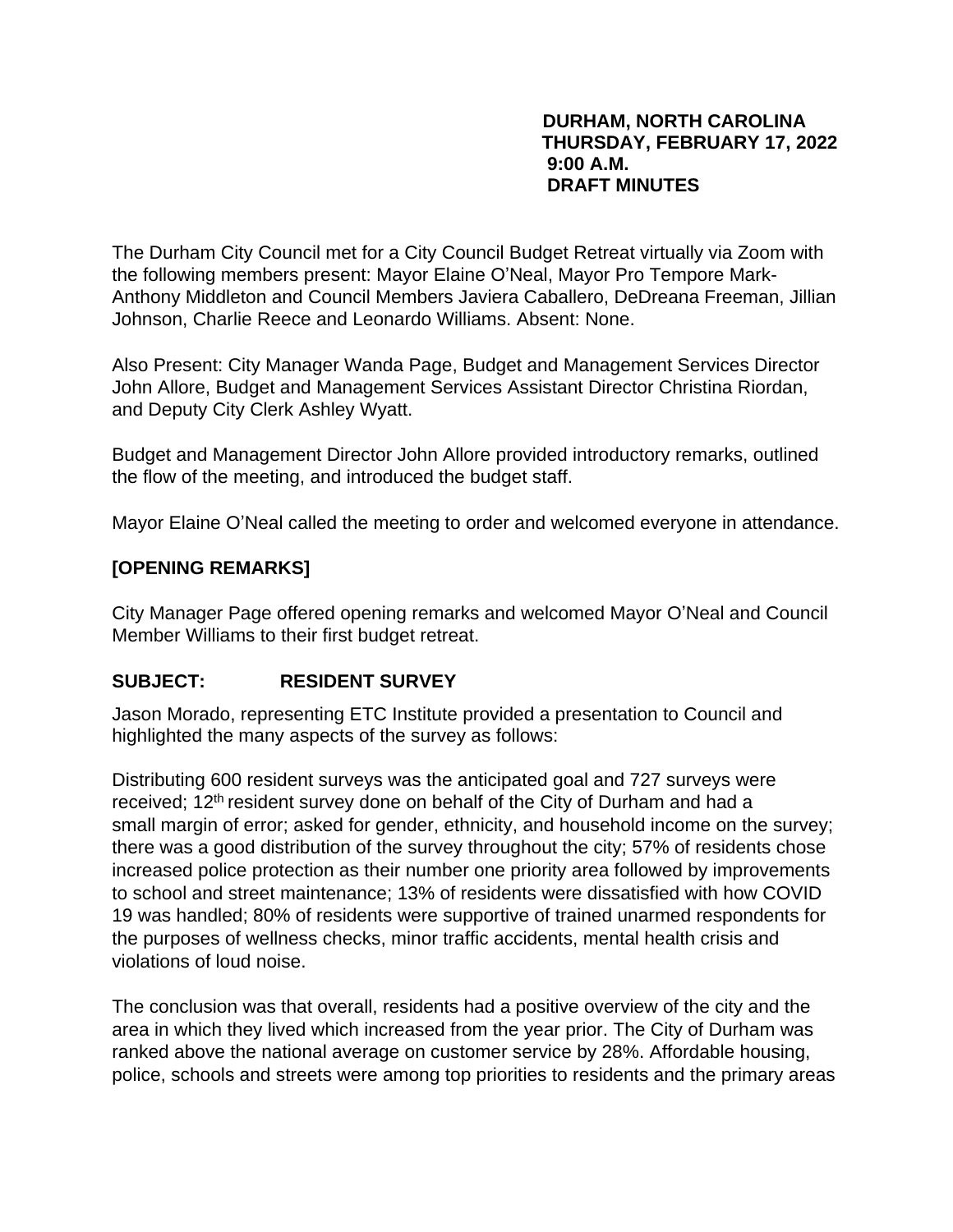**DURHAM, NORTH CAROLINA**
**THURSDAY, FEBRUARY 17, 2022**
**9:00 A.M.**
**DRAFT MINUTES**

The Durham City Council met for a City Council Budget Retreat virtually via Zoom with the following members present: Mayor Elaine O'Neal, Mayor Pro Tempore Mark-Anthony Middleton and Council Members Javiera Caballero, DeDreana Freeman, Jillian Johnson, Charlie Reece and Leonardo Williams. Absent: None.

Also Present: City Manager Wanda Page, Budget and Management Services Director John Allore, Budget and Management Services Assistant Director Christina Riordan, and Deputy City Clerk Ashley Wyatt.

Budget and Management Director John Allore provided introductory remarks, outlined the flow of the meeting, and introduced the budget staff.

Mayor Elaine O'Neal called the meeting to order and welcomed everyone in attendance.

**[OPENING REMARKS]**

City Manager Page offered opening remarks and welcomed Mayor O'Neal and Council Member Williams to their first budget retreat.

**SUBJECT: RESIDENT SURVEY**

Jason Morado, representing ETC Institute provided a presentation to Council and highlighted the many aspects of the survey as follows:

Distributing 600 resident surveys was the anticipated goal and 727 surveys were received; 12th resident survey done on behalf of the City of Durham and had a small margin of error; asked for gender, ethnicity, and household income on the survey; there was a good distribution of the survey throughout the city; 57% of residents chose increased police protection as their number one priority area followed by improvements to school and street maintenance; 13% of residents were dissatisfied with how COVID 19 was handled; 80% of residents were supportive of trained unarmed respondents for the purposes of wellness checks, minor traffic accidents, mental health crisis and violations of loud noise.

The conclusion was that overall, residents had a positive overview of the city and the area in which they lived which increased from the year prior. The City of Durham was ranked above the national average on customer service by 28%. Affordable housing, police, schools and streets were among top priorities to residents and the primary areas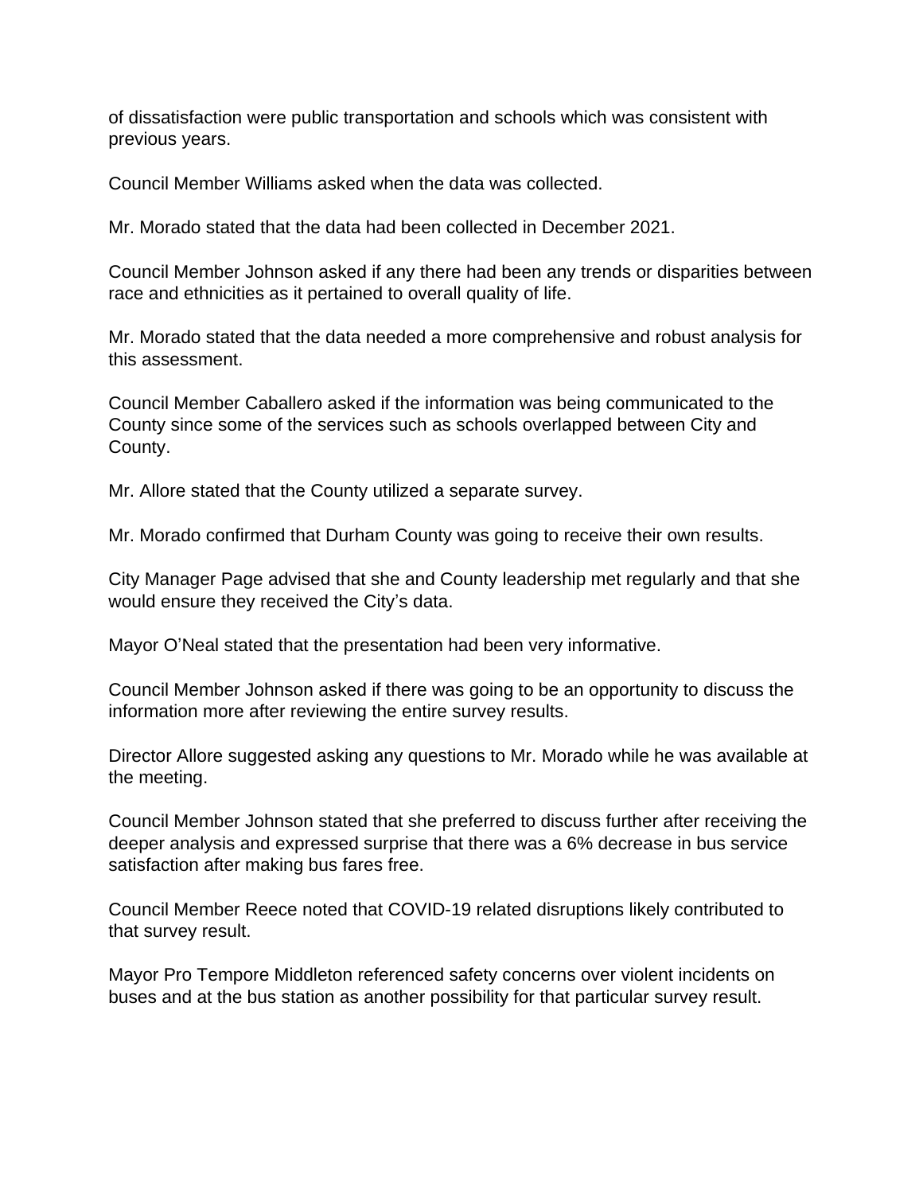of dissatisfaction were public transportation and schools which was consistent with previous years.

Council Member Williams asked when the data was collected.

Mr. Morado stated that the data had been collected in December 2021.

Council Member Johnson asked if any there had been any trends or disparities between race and ethnicities as it pertained to overall quality of life.

Mr. Morado stated that the data needed a more comprehensive and robust analysis for this assessment.

Council Member Caballero asked if the information was being communicated to the County since some of the services such as schools overlapped between City and County.

Mr. Allore stated that the County utilized a separate survey.

Mr. Morado confirmed that Durham County was going to receive their own results.

City Manager Page advised that she and County leadership met regularly and that she would ensure they received the City's data.

Mayor O'Neal stated that the presentation had been very informative.

Council Member Johnson asked if there was going to be an opportunity to discuss the information more after reviewing the entire survey results.

Director Allore suggested asking any questions to Mr. Morado while he was available at the meeting.

Council Member Johnson stated that she preferred to discuss further after receiving the deeper analysis and expressed surprise that there was a 6% decrease in bus service satisfaction after making bus fares free.

Council Member Reece noted that COVID-19 related disruptions likely contributed to that survey result.

Mayor Pro Tempore Middleton referenced safety concerns over violent incidents on buses and at the bus station as another possibility for that particular survey result.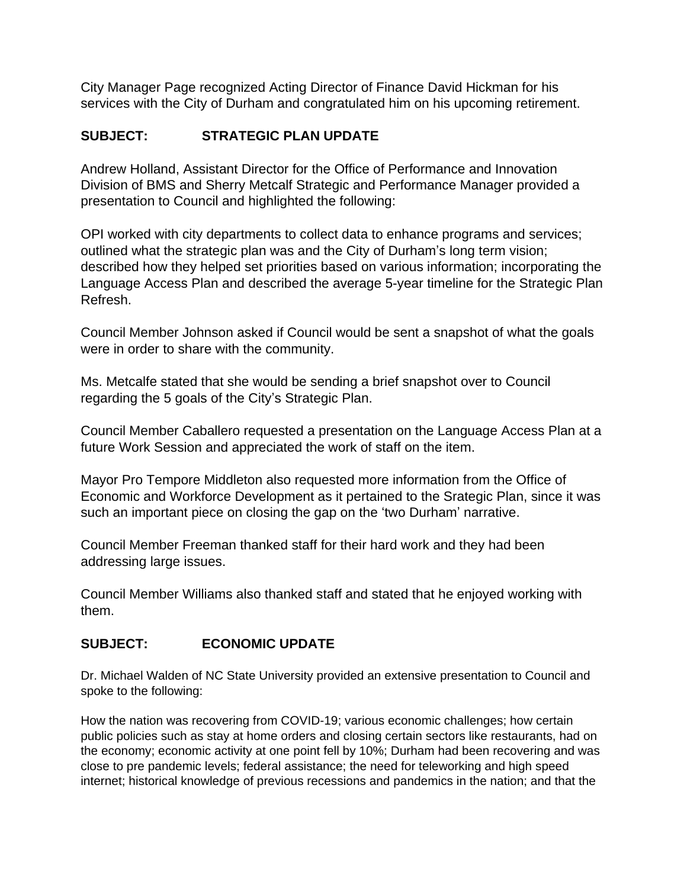City Manager Page recognized Acting Director of Finance David Hickman for his services with the City of Durham and congratulated him on his upcoming retirement.

**SUBJECT: STRATEGIC PLAN UPDATE**

Andrew Holland, Assistant Director for the Office of Performance and Innovation Division of BMS and Sherry Metcalf Strategic and Performance Manager provided a presentation to Council and highlighted the following:

OPI worked with city departments to collect data to enhance programs and services; outlined what the strategic plan was and the City of Durham's long term vision; described how they helped set priorities based on various information; incorporating the Language Access Plan and described the average 5-year timeline for the Strategic Plan Refresh.

Council Member Johnson asked if Council would be sent a snapshot of what the goals were in order to share with the community.

Ms. Metcalfe stated that she would be sending a brief snapshot over to Council regarding the 5 goals of the City's Strategic Plan.

Council Member Caballero requested a presentation on the Language Access Plan at a future Work Session and appreciated the work of staff on the item.

Mayor Pro Tempore Middleton also requested more information from the Office of Economic and Workforce Development as it pertained to the Srategic Plan, since it was such an important piece on closing the gap on the 'two Durham' narrative.

Council Member Freeman thanked staff for their hard work and they had been addressing large issues.

Council Member Williams also thanked staff and stated that he enjoyed working with them.

**SUBJECT: ECONOMIC UPDATE**

Dr. Michael Walden of NC State University provided an extensive presentation to Council and spoke to the following:

How the nation was recovering from COVID-19; various economic challenges; how certain public policies such as stay at home orders and closing certain sectors like restaurants, had on the economy; economic activity at one point fell by 10%; Durham had been recovering and was close to pre pandemic levels; federal assistance; the need for teleworking and high speed internet; historical knowledge of previous recessions and pandemics in the nation; and that the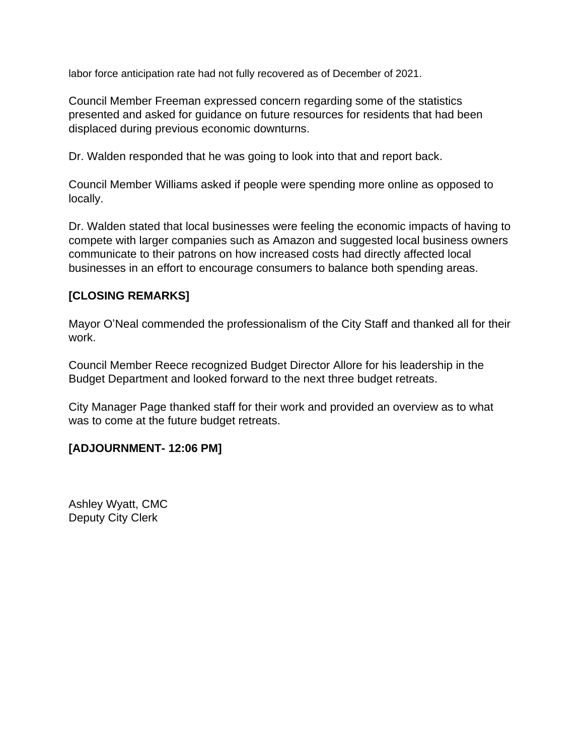labor force anticipation rate had not fully recovered as of December of 2021.

Council Member Freeman expressed concern regarding some of the statistics presented and asked for guidance on future resources for residents that had been displaced during previous economic downturns.

Dr. Walden responded that he was going to look into that and report back.

Council Member Williams asked if people were spending more online as opposed to locally.

Dr. Walden stated that local businesses were feeling the economic impacts of having to compete with larger companies such as Amazon and suggested local business owners communicate to their patrons on how increased costs had directly affected local businesses in an effort to encourage consumers to balance both spending areas.

**[CLOSING REMARKS]**

Mayor O'Neal commended the professionalism of the City Staff and thanked all for their work.

Council Member Reece recognized Budget Director Allore for his leadership in the Budget Department and looked forward to the next three budget retreats.

City Manager Page thanked staff for their work and provided an overview as to what was to come at the future budget retreats.

**[ADJOURNMENT- 12:06 PM]**

Ashley Wyatt, CMC
Deputy City Clerk